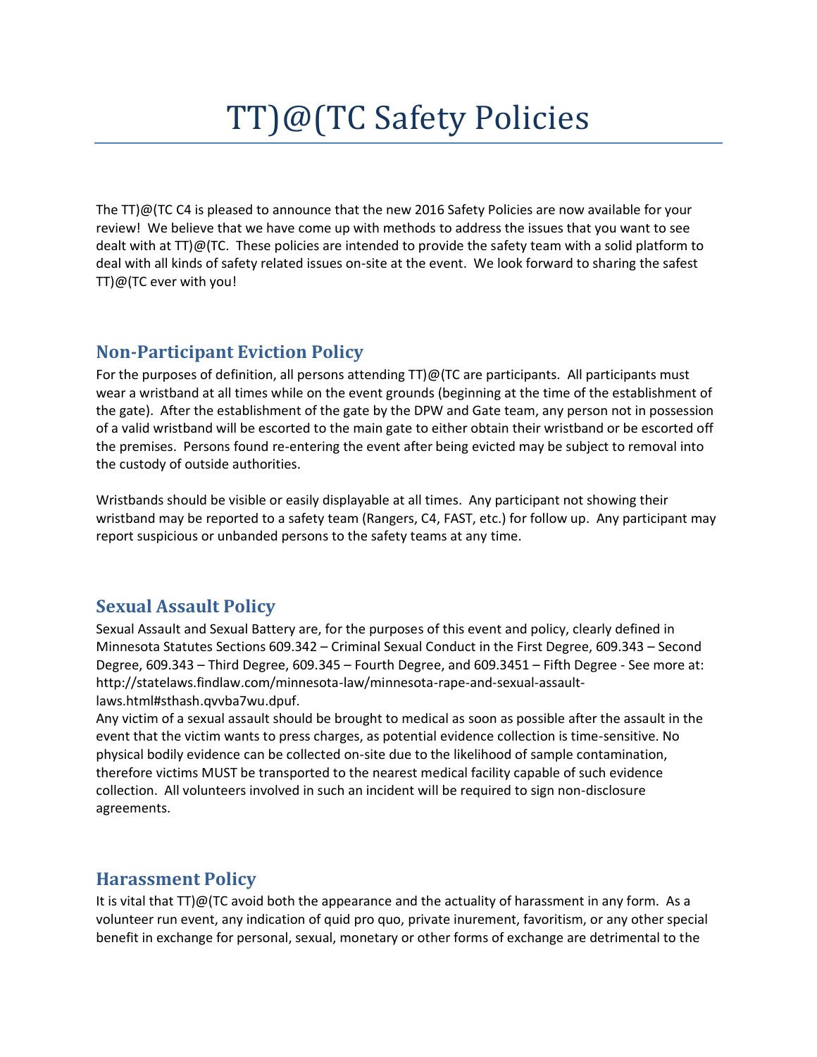# TT)@(TC Safety Policies

The TT)@(TC C4 is pleased to announce that the new 2016 Safety Policies are now available for your review! We believe that we have come up with methods to address the issues that you want to see dealt with at TT)@(TC. These policies are intended to provide the safety team with a solid platform to deal with all kinds of safety related issues on-site at the event. We look forward to sharing the safest TT)@(TC ever with you!

## Non-Participant Eviction Policy

For the purposes of definition, all persons attending TT)@(TC are participants. All participants must wear a wristband at all times while on the event grounds (beginning at the time of the establishment of the gate). After the establishment of the gate by the DPW and Gate team, any person not in possession of a valid wristband will be escorted to the main gate to either obtain their wristband or be escorted off the premises. Persons found re-entering the event after being evicted may be subject to removal into the custody of outside authorities.

Wristbands should be visible or easily displayable at all times. Any participant not showing their wristband may be reported to a safety team (Rangers, C4, FAST, etc.) for follow up. Any participant may report suspicious or unbanded persons to the safety teams at any time.

## Sexual Assault Policy

Sexual Assault and Sexual Battery are, for the purposes of this event and policy, clearly defined in Minnesota Statutes Sections 609.342 – Criminal Sexual Conduct in the First Degree, 609.343 – Second Degree, 609.343 – Third Degree, 609.345 – Fourth Degree, and 609.3451 – Fifth Degree - See more at: http://statelaws.findlaw.com/minnesota-law/minnesota-rape-and-sexual-assault-laws.html#sthash.qvvba7wu.dpuf.

Any victim of a sexual assault should be brought to medical as soon as possible after the assault in the event that the victim wants to press charges, as potential evidence collection is time-sensitive. No physical bodily evidence can be collected on-site due to the likelihood of sample contamination, therefore victims MUST be transported to the nearest medical facility capable of such evidence collection. All volunteers involved in such an incident will be required to sign non-disclosure agreements.

## Harassment Policy

It is vital that TT)@(TC avoid both the appearance and the actuality of harassment in any form. As a volunteer run event, any indication of quid pro quo, private inurement, favoritism, or any other special benefit in exchange for personal, sexual, monetary or other forms of exchange are detrimental to the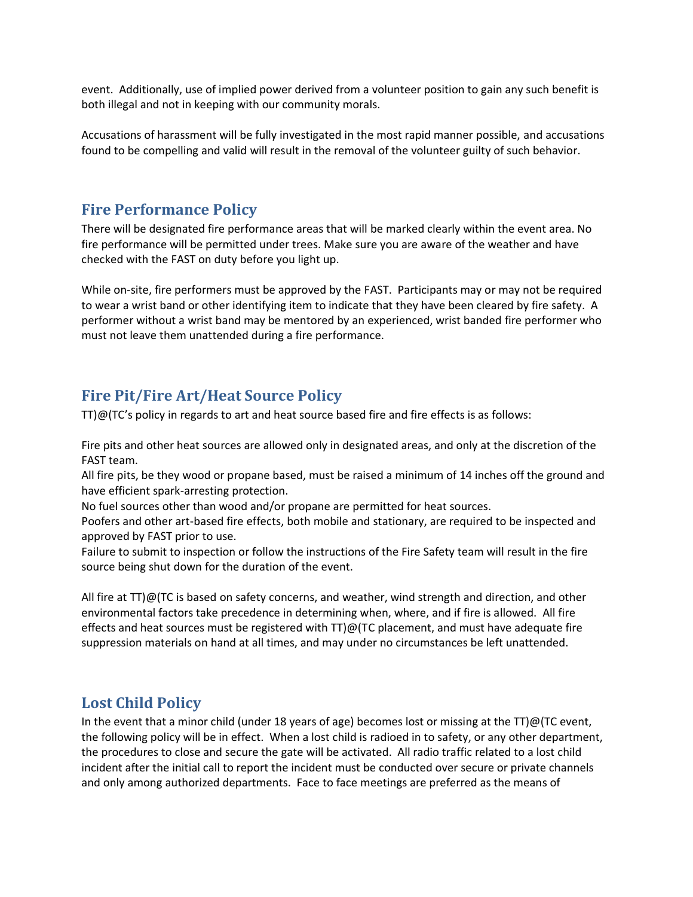event. Additionally, use of implied power derived from a volunteer position to gain any such benefit is both illegal and not in keeping with our community morals.

Accusations of harassment will be fully investigated in the most rapid manner possible, and accusations found to be compelling and valid will result in the removal of the volunteer guilty of such behavior.

## Fire Performance Policy

There will be designated fire performance areas that will be marked clearly within the event area. No fire performance will be permitted under trees. Make sure you are aware of the weather and have checked with the FAST on duty before you light up.

While on-site, fire performers must be approved by the FAST. Participants may or may not be required to wear a wrist band or other identifying item to indicate that they have been cleared by fire safety. A performer without a wrist band may be mentored by an experienced, wrist banded fire performer who must not leave them unattended during a fire performance.

## Fire Pit/Fire Art/Heat Source Policy

TT)@(TC's policy in regards to art and heat source based fire and fire effects is as follows:

Fire pits and other heat sources are allowed only in designated areas, and only at the discretion of the FAST team.
All fire pits, be they wood or propane based, must be raised a minimum of 14 inches off the ground and have efficient spark-arresting protection.
No fuel sources other than wood and/or propane are permitted for heat sources.
Poofers and other art-based fire effects, both mobile and stationary, are required to be inspected and approved by FAST prior to use.
Failure to submit to inspection or follow the instructions of the Fire Safety team will result in the fire source being shut down for the duration of the event.

All fire at TT)@(TC is based on safety concerns, and weather, wind strength and direction, and other environmental factors take precedence in determining when, where, and if fire is allowed. All fire effects and heat sources must be registered with TT)@(TC placement, and must have adequate fire suppression materials on hand at all times, and may under no circumstances be left unattended.

## Lost Child Policy

In the event that a minor child (under 18 years of age) becomes lost or missing at the TT)@(TC event, the following policy will be in effect. When a lost child is radioed in to safety, or any other department, the procedures to close and secure the gate will be activated. All radio traffic related to a lost child incident after the initial call to report the incident must be conducted over secure or private channels and only among authorized departments. Face to face meetings are preferred as the means of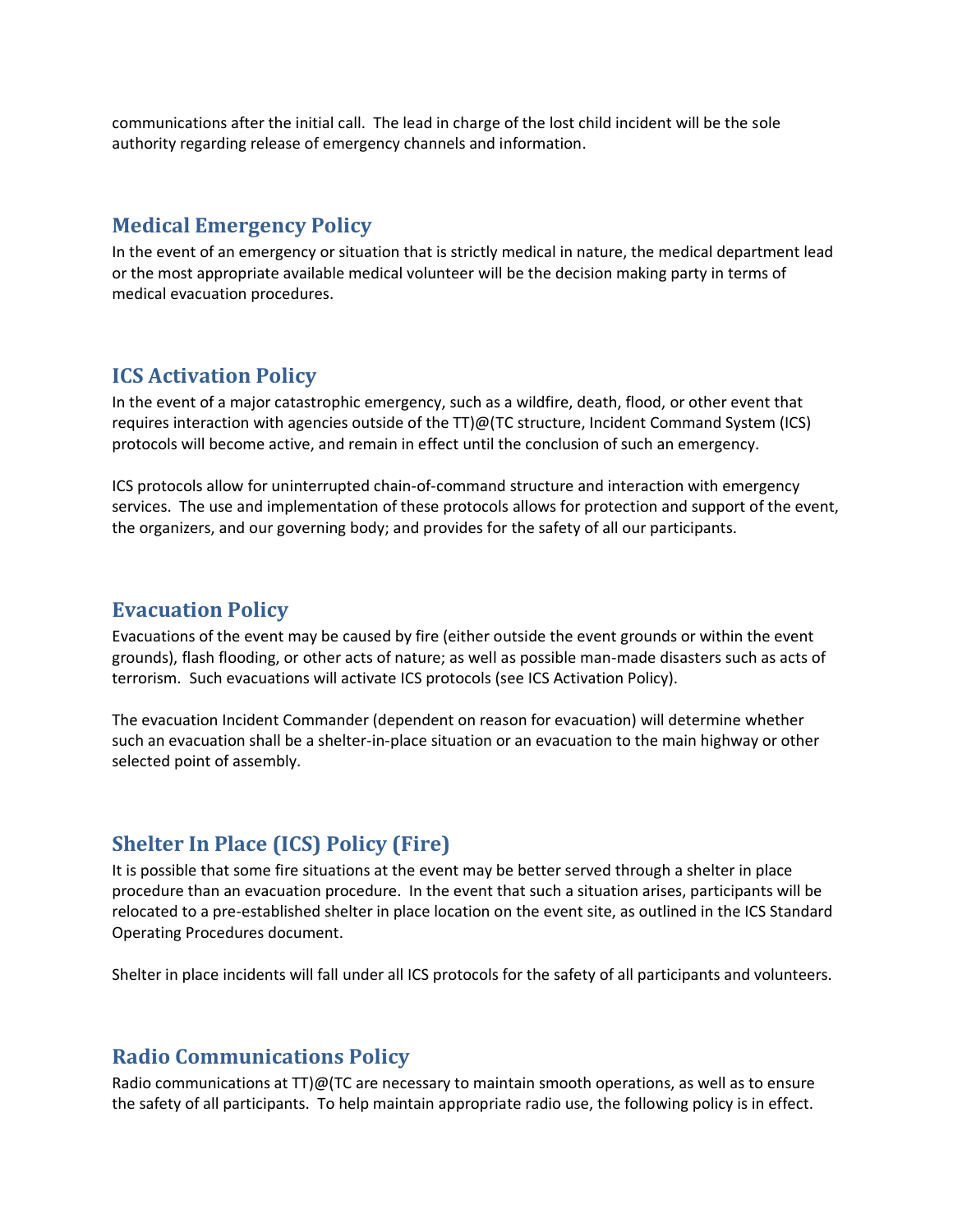communications after the initial call. The lead in charge of the lost child incident will be the sole authority regarding release of emergency channels and information.

## Medical Emergency Policy

In the event of an emergency or situation that is strictly medical in nature, the medical department lead or the most appropriate available medical volunteer will be the decision making party in terms of medical evacuation procedures.

## ICS Activation Policy

In the event of a major catastrophic emergency, such as a wildfire, death, flood, or other event that requires interaction with agencies outside of the TT)@(TC structure, Incident Command System (ICS) protocols will become active, and remain in effect until the conclusion of such an emergency.

ICS protocols allow for uninterrupted chain-of-command structure and interaction with emergency services. The use and implementation of these protocols allows for protection and support of the event, the organizers, and our governing body; and provides for the safety of all our participants.

## Evacuation Policy

Evacuations of the event may be caused by fire (either outside the event grounds or within the event grounds), flash flooding, or other acts of nature; as well as possible man-made disasters such as acts of terrorism. Such evacuations will activate ICS protocols (see ICS Activation Policy).

The evacuation Incident Commander (dependent on reason for evacuation) will determine whether such an evacuation shall be a shelter-in-place situation or an evacuation to the main highway or other selected point of assembly.

## Shelter In Place (ICS) Policy (Fire)

It is possible that some fire situations at the event may be better served through a shelter in place procedure than an evacuation procedure. In the event that such a situation arises, participants will be relocated to a pre-established shelter in place location on the event site, as outlined in the ICS Standard Operating Procedures document.

Shelter in place incidents will fall under all ICS protocols for the safety of all participants and volunteers.

## Radio Communications Policy

Radio communications at TT)@(TC are necessary to maintain smooth operations, as well as to ensure the safety of all participants. To help maintain appropriate radio use, the following policy is in effect.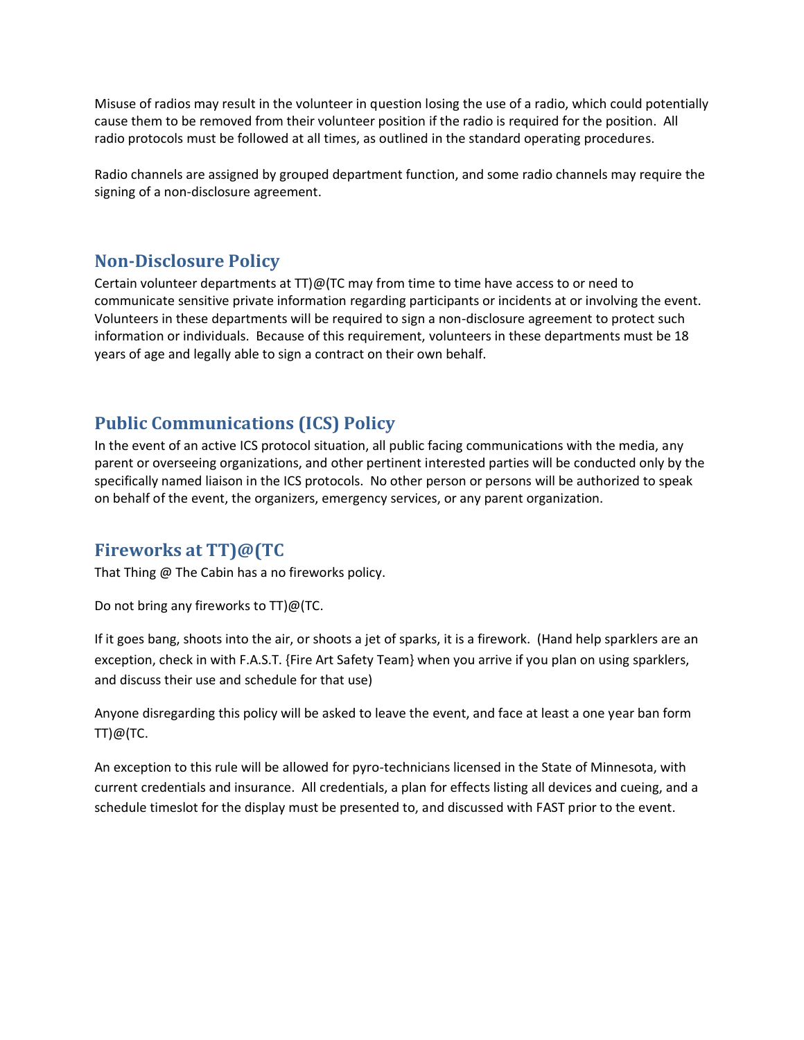Misuse of radios may result in the volunteer in question losing the use of a radio, which could potentially cause them to be removed from their volunteer position if the radio is required for the position. All radio protocols must be followed at all times, as outlined in the standard operating procedures.

Radio channels are assigned by grouped department function, and some radio channels may require the signing of a non-disclosure agreement.

## Non-Disclosure Policy

Certain volunteer departments at TT)@(TC may from time to time have access to or need to communicate sensitive private information regarding participants or incidents at or involving the event. Volunteers in these departments will be required to sign a non-disclosure agreement to protect such information or individuals. Because of this requirement, volunteers in these departments must be 18 years of age and legally able to sign a contract on their own behalf.

## Public Communications (ICS) Policy

In the event of an active ICS protocol situation, all public facing communications with the media, any parent or overseeing organizations, and other pertinent interested parties will be conducted only by the specifically named liaison in the ICS protocols. No other person or persons will be authorized to speak on behalf of the event, the organizers, emergency services, or any parent organization.

## Fireworks at TT)@(TC

That Thing @ The Cabin has a no fireworks policy.

Do not bring any fireworks to TT)@(TC.

If it goes bang, shoots into the air, or shoots a jet of sparks, it is a firework. (Hand help sparklers are an exception, check in with F.A.S.T. {Fire Art Safety Team} when you arrive if you plan on using sparklers, and discuss their use and schedule for that use)

Anyone disregarding this policy will be asked to leave the event, and face at least a one year ban form TT)@(TC.

An exception to this rule will be allowed for pyro-technicians licensed in the State of Minnesota, with current credentials and insurance. All credentials, a plan for effects listing all devices and cueing, and a schedule timeslot for the display must be presented to, and discussed with FAST prior to the event.